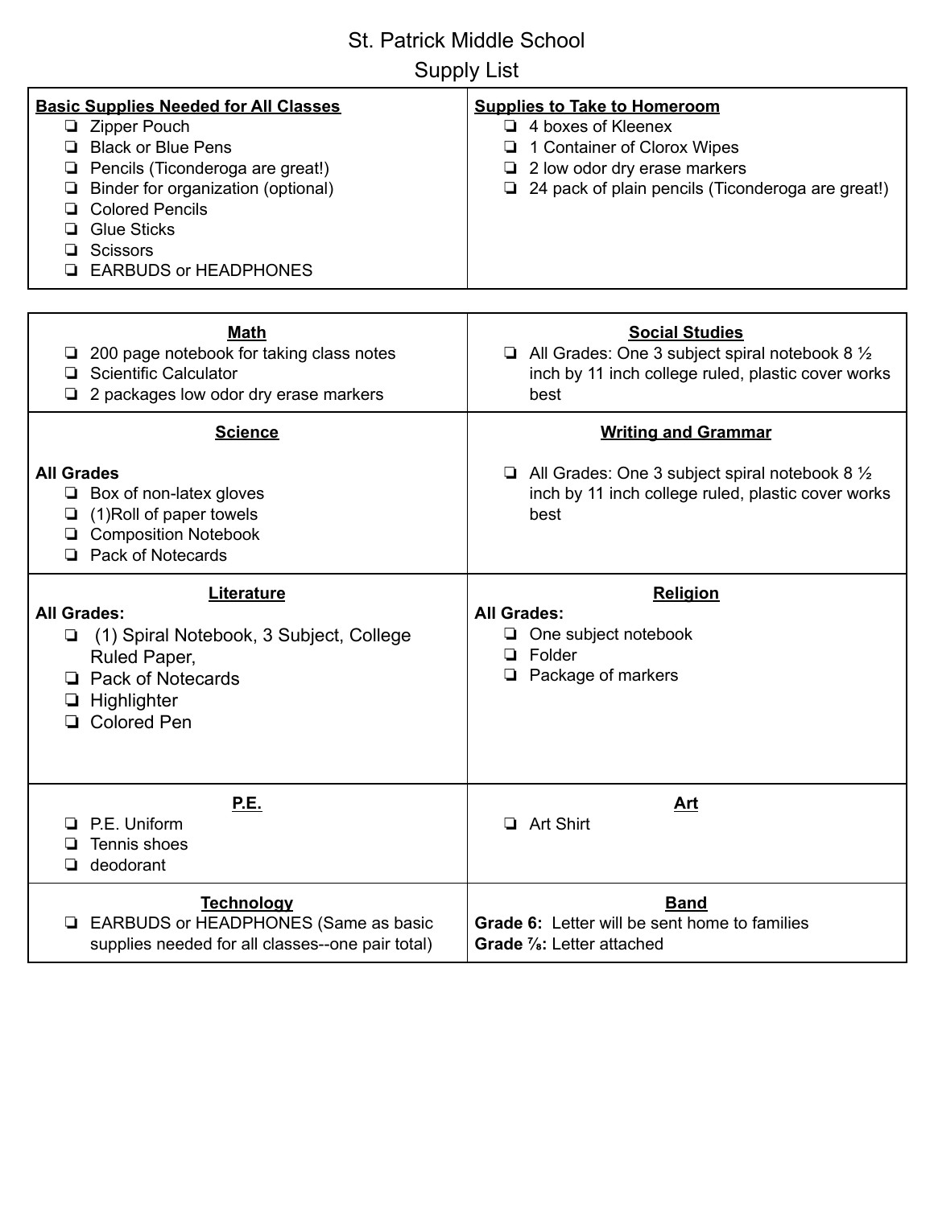# St. Patrick Middle School

## Supply List

**Basic Supplies Needed for All Classes**

- ❏ Zipper Pouch
- ❏ Black or Blue Pens
- ❏ Pencils (Ticonderoga are great!)
- ❏ Binder for organization (optional)
- ❏ Colored Pencils
- ❏ Glue Sticks
- ❏ Scissors
- ❏ EARBUDS or HEADPHONES

**Supplies to Take to Homeroom**

- ❏ 4 boxes of Kleenex
- ❏ 1 Container of Clorox Wipes
- ❏ 2 low odor dry erase markers
- ❏ 24 pack of plain pencils (Ticonderoga are great!)

**Math**

- ❏ 200 page notebook for taking class notes
- ❏ Scientific Calculator
- ❏ 2 packages low odor dry erase markers

**Social Studies**

- ❏ All Grades: One 3 subject spiral notebook 8 ½ inch by 11 inch college ruled, plastic cover works best

**Science**

**All Grades**

- ❏ Box of non-latex gloves
- ❏ (1)Roll of paper towels
- ❏ Composition Notebook
- ❏ Pack of Notecards

**Writing and Grammar**

- ❏ All Grades: One 3 subject spiral notebook 8 ½ inch by 11 inch college ruled, plastic cover works best

**Literature**

**All Grades:**

- ❏ (1) Spiral Notebook, 3 Subject, College Ruled Paper,
- ❏ Pack of Notecards
- ❏ Highlighter
- ❏ Colored Pen

**Religion**

**All Grades:**

- ❏ One subject notebook
- ❏ Folder
- ❏ Package of markers

**P.E.**

- ❏ P.E. Uniform
- ❏ Tennis shoes
- ❏ deodorant

**Art**

- ❏ Art Shirt

**Technology**

- ❏ EARBUDS or HEADPHONES (Same as basic supplies needed for all classes--one pair total)

**Band**

**Grade 6:** Letter will be sent home to families

**Grade 7/8:** Letter attached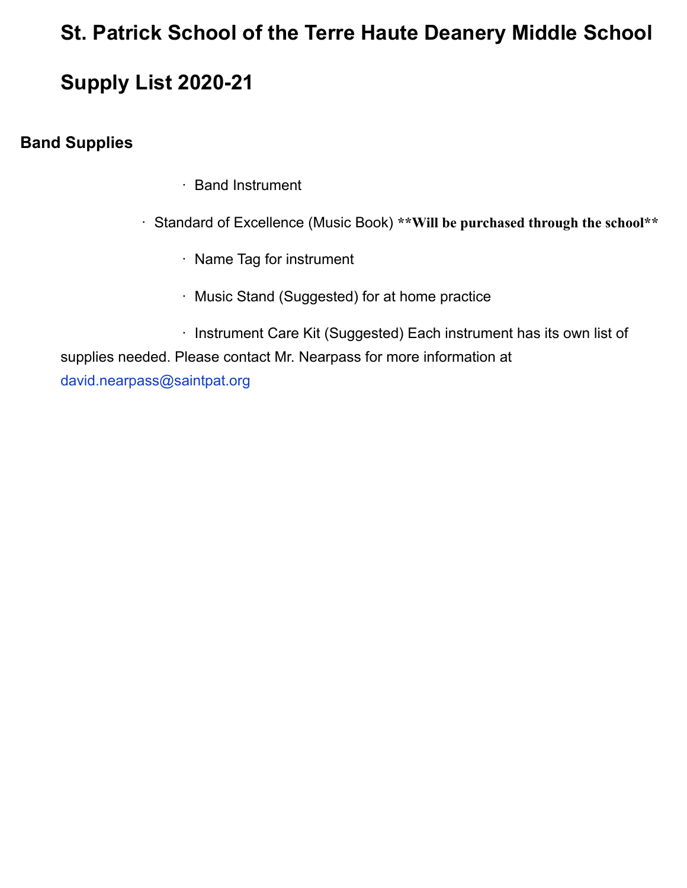# St. Patrick School of the Terre Haute Deanery Middle School Supply List 2020-21

## Band Supplies

- Band Instrument
- Standard of Excellence (Music Book) **Will be purchased through the school**
- Name Tag for instrument
- Music Stand (Suggested) for at home practice
- Instrument Care Kit (Suggested) Each instrument has its own list of supplies needed. Please contact Mr. Nearpass for more information at david.nearpass@saintpat.org